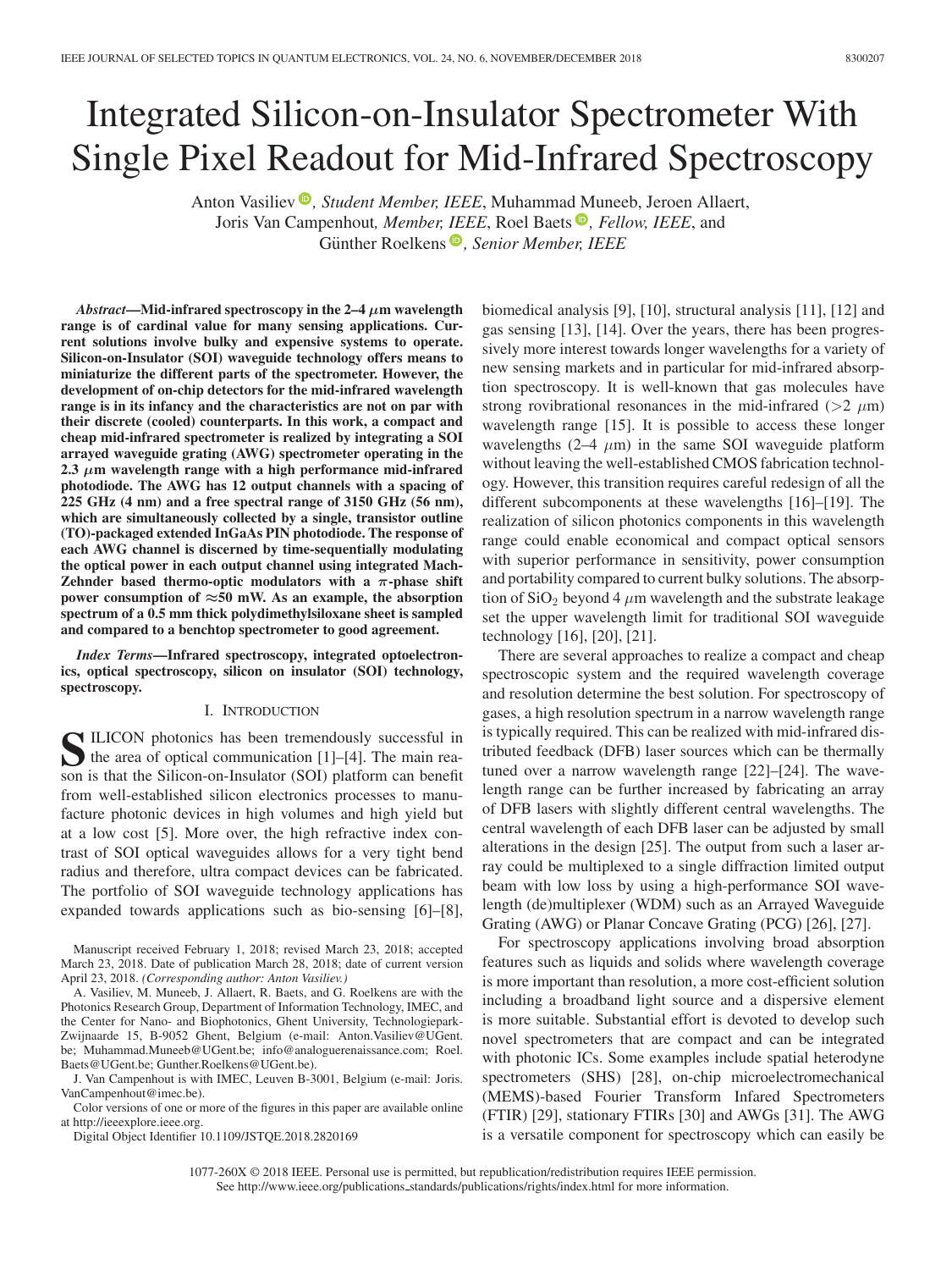# Integrated Silicon-on-Insulator Spectrometer With Single Pixel Readout for Mid-Infrared Spectroscopy

Anton Vasiliev, *Student Member, IEEE*, Muhammad Muneeb, Jeroen Allaert, Joris Van Campenhout, *Member, IEEE*, Roel Baets, *Fellow, IEEE*, and Günther Roelkens, *Senior Member, IEEE*

***Abstract*—Mid-infrared spectroscopy in the 2–4 $\mu$m wavelength range is of cardinal value for many sensing applications. Current solutions involve bulky and expensive systems to operate. Silicon-on-Insulator (SOI) waveguide technology offers means to miniaturize the different parts of the spectrometer. However, the development of on-chip detectors for the mid-infrared wavelength range is in its infancy and the characteristics are not on par with their discrete (cooled) counterparts. In this work, a compact and cheap mid-infrared spectrometer is realized by integrating a SOI arrayed waveguide grating (AWG) spectrometer operating in the 2.3 $\mu$m wavelength range with a high performance mid-infrared photodiode. The AWG has 12 output channels with a spacing of 225 GHz (4 nm) and a free spectral range of 3150 GHz (56 nm), which are simultaneously collected by a single, transistor outline (TO)-packaged extended InGaAs PIN photodiode. The response of each AWG channel is discerned by time-sequentially modulating the optical power in each output channel using integrated Mach-Zehnder based thermo-optic modulators with a $\pi$-phase shift power consumption of $\approx$50 mW. As an example, the absorption spectrum of a 0.5 mm thick polydimethylsiloxane sheet is sampled and compared to a benchtop spectrometer to good agreement.**

***Index Terms*—Infrared spectroscopy, integrated optoelectronics, optical spectroscopy, silicon on insulator (SOI) technology, spectroscopy.**

## I. Introduction

Silicon photonics has been tremendously successful in the area of optical communication [1]–[4]. The main reason is that the Silicon-on-Insulator (SOI) platform can benefit from well-established silicon electronics processes to manufacture photonic devices in high volumes and high yield but at a low cost [5]. More over, the high refractive index contrast of SOI optical waveguides allows for a very tight bend radius and therefore, ultra compact devices can be fabricated. The portfolio of SOI waveguide technology applications has expanded towards applications such as bio-sensing [6]–[8], biomedical analysis [9], [10], structural analysis [11], [12] and gas sensing [13], [14]. Over the years, there has been progressively more interest towards longer wavelengths for a variety of new sensing markets and in particular for mid-infrared absorption spectroscopy. It is well-known that gas molecules have strong rovibrational resonances in the mid-infrared (>2 $\mu$m) wavelength range [15]. It is possible to access these longer wavelengths (2–4 $\mu$m) in the same SOI waveguide platform without leaving the well-established CMOS fabrication technology. However, this transition requires careful redesign of all the different subcomponents at these wavelengths [16]–[19]. The realization of silicon photonics components in this wavelength range could enable economical and compact optical sensors with superior performance in sensitivity, power consumption and portability compared to current bulky solutions. The absorption of $SiO_2$ beyond 4 $\mu$m wavelength and the substrate leakage set the upper wavelength limit for traditional SOI waveguide technology [16], [20], [21].

There are several approaches to realize a compact and cheap spectroscopic system and the required wavelength coverage and resolution determine the best solution. For spectroscopy of gases, a high resolution spectrum in a narrow wavelength range is typically required. This can be realized with mid-infrared distributed feedback (DFB) laser sources which can be thermally tuned over a narrow wavelength range [22]–[24]. The wavelength range can be further increased by fabricating an array of DFB lasers with slightly different central wavelengths. The central wavelength of each DFB laser can be adjusted by small alterations in the design [25]. The output from such a laser array could be multiplexed to a single diffraction limited output beam with low loss by using a high-performance SOI wavelength (de)multiplexer (WDM) such as an Arrayed Waveguide Grating (AWG) or Planar Concave Grating (PCG) [26], [27].

For spectroscopy applications involving broad absorption features such as liquids and solids where wavelength coverage is more important than resolution, a more cost-efficient solution including a broadband light source and a dispersive element is more suitable. Substantial effort is devoted to develop such novel spectrometers that are compact and can be integrated with photonic ICs. Some examples include spatial heterodyne spectrometers (SHS) [28], on-chip microelectromechanical (MEMS)-based Fourier Transform Infared Spectrometers (FTIR) [29], stationary FTIRs [30] and AWGs [31]. The AWG is a versatile component for spectroscopy which can easily be

Manuscript received February 1, 2018; revised March 23, 2018; accepted March 23, 2018. Date of publication March 28, 2018; date of current version April 23, 2018. *(Corresponding author: Anton Vasiliev.)*

A. Vasiliev, M. Muneeb, J. Allaert, R. Baets, and G. Roelkens are with the Photonics Research Group, Department of Information Technology, IMEC, and the Center for Nano- and Biophotonics, Ghent University, Technologiepark-Zwijnaarde 15, B-9052 Ghent, Belgium (e-mail: Anton.Vasiliev@UGent.be; Muhammad.Muneeb@UGent.be; info@analoguerenaissance.com; Roel.Baets@UGent.be; Gunther.Roelkens@UGent.be).

J. Van Campenhout is with IMEC, Leuven B-3001, Belgium (e-mail: Joris.VanCampenhout@imec.be).

Color versions of one or more of the figures in this paper are available online at http://ieeexplore.ieee.org.

Digital Object Identifier 10.1109/JSTQE.2018.2820169

1077-260X © 2018 IEEE. Personal use is permitted, but republication/redistribution requires IEEE permission. See http://www.ieee.org/publications_standards/publications/rights/index.html for more information.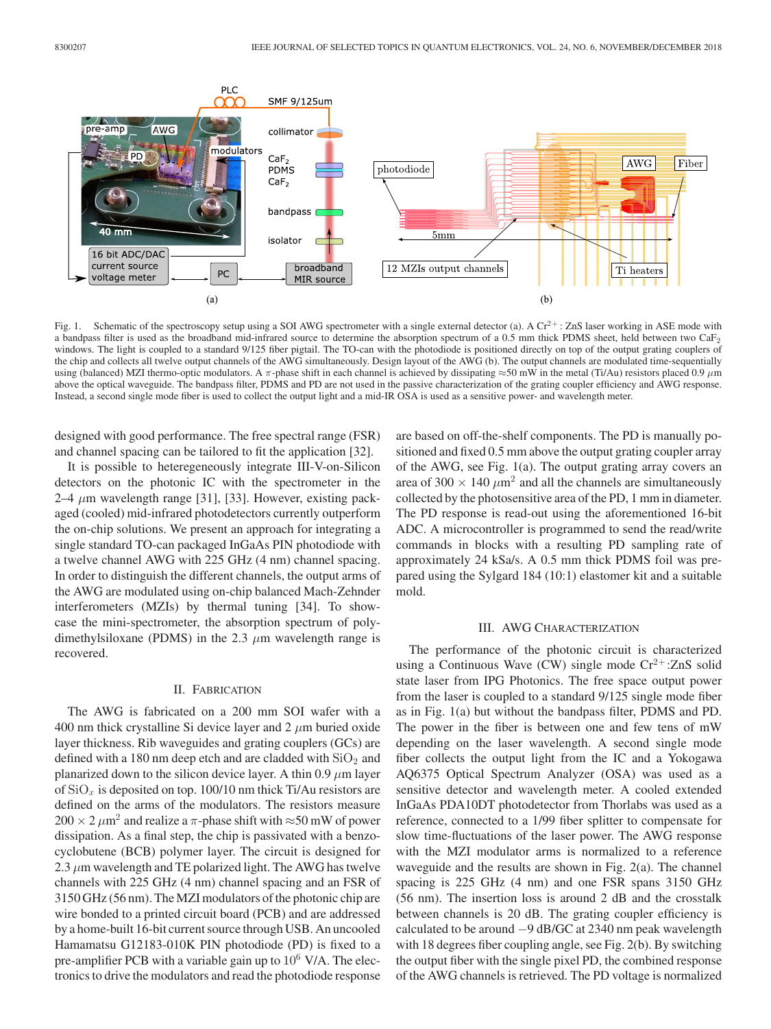Fig. 1. Schematic of the spectroscopy setup using a SOI AWG spectrometer with a single external detector (a). A $Cr^{2+}$: ZnS laser working in ASE mode with a bandpass filter is used as the broadband mid-infrared source to determine the absorption spectrum of a 0.5 mm thick PDMS sheet, held between two $CaF_2$ windows. The light is coupled to a standard 9/125 fiber pigtail. The TO-can with the photodiode is positioned directly on top of the output grating couplers of the chip and collects all twelve output channels of the AWG simultaneously. Design layout of the AWG (b). The output channels are modulated time-sequentially using (balanced) MZI thermo-optic modulators. A $\pi$-phase shift in each channel is achieved by dissipating ≈50 mW in the metal (Ti/Au) resistors placed 0.9 $\mu$m above the optical waveguide. The bandpass filter, PDMS and PD are not used in the passive characterization of the grating coupler efficiency and AWG response. Instead, a second single mode fiber is used to collect the output light and a mid-IR OSA is used as a sensitive power- and wavelength meter.

designed with good performance. The free spectral range (FSR) and channel spacing can be tailored to fit the application [32].

It is possible to heterogeneously integrate III-V-on-Silicon detectors on the photonic IC with the spectrometer in the 2–4 $\mu$m wavelength range [31], [33]. However, existing packaged (cooled) mid-infrared photodetectors currently outperform the on-chip solutions. We present an approach for integrating a single standard TO-can packaged InGaAs PIN photodiode with a twelve channel AWG with 225 GHz (4 nm) channel spacing. In order to distinguish the different channels, the output arms of the AWG are modulated using on-chip balanced Mach-Zehnder interferometers (MZIs) by thermal tuning [34]. To showcase the mini-spectrometer, the absorption spectrum of polydimethylsiloxane (PDMS) in the 2.3 $\mu$m wavelength range is recovered.

## II. Fabrication

The AWG is fabricated on a 200 mm SOI wafer with a 400 nm thick crystalline Si device layer and 2 $\mu$m buried oxide layer thickness. Rib waveguides and grating couplers (GCs) are defined with a 180 nm deep etch and are cladded with $SiO_2$ and planarized down to the silicon device layer. A thin 0.9 $\mu$m layer of $SiO_x$ is deposited on top. 100/10 nm thick Ti/Au resistors are defined on the arms of the modulators. The resistors measure $200 \times 2\ \mu m^2$ and realize a $\pi$-phase shift with ≈50 mW of power dissipation. As a final step, the chip is passivated with a benzocyclobutene (BCB) polymer layer. The circuit is designed for 2.3 $\mu$m wavelength and TE polarized light. The AWG has twelve channels with 225 GHz (4 nm) channel spacing and an FSR of 3150 GHz (56 nm). The MZI modulators of the photonic chip are wire bonded to a printed circuit board (PCB) and are addressed by a home-built 16-bit current source through USB. An uncooled Hamamatsu G12183-010K PIN photodiode (PD) is fixed to a pre-amplifier PCB with a variable gain up to $10^6$ V/A. The electronics to drive the modulators and read the photodiode response are based on off-the-shelf components. The PD is manually positioned and fixed 0.5 mm above the output grating coupler array of the AWG, see Fig. 1(a). The output grating array covers an area of $300 \times 140\ \mu m^2$ and all the channels are simultaneously collected by the photosensitive area of the PD, 1 mm in diameter. The PD response is read-out using the aforementioned 16-bit ADC. A microcontroller is programmed to send the read/write commands in blocks with a resulting PD sampling rate of approximately 24 kSa/s. A 0.5 mm thick PDMS foil was prepared using the Sylgard 184 (10:1) elastomer kit and a suitable mold.

## III. AWG Characterization

The performance of the photonic circuit is characterized using a Continuous Wave (CW) single mode $Cr^{2+}$:ZnS solid state laser from IPG Photonics. The free space output power from the laser is coupled to a standard 9/125 single mode fiber as in Fig. 1(a) but without the bandpass filter, PDMS and PD. The power in the fiber is between one and few tens of mW depending on the laser wavelength. A second single mode fiber collects the output light from the IC and a Yokogawa AQ6375 Optical Spectrum Analyzer (OSA) was used as a sensitive detector and wavelength meter. A cooled extended InGaAs PDA10DT photodetector from Thorlabs was used as a reference, connected to a 1/99 fiber splitter to compensate for slow time-fluctuations of the laser power. The AWG response with the MZI modulator arms is normalized to a reference waveguide and the results are shown in Fig. 2(a). The channel spacing is 225 GHz (4 nm) and one FSR spans 3150 GHz (56 nm). The insertion loss is around 2 dB and the crosstalk between channels is 20 dB. The grating coupler efficiency is calculated to be around −9 dB/GC at 2340 nm peak wavelength with 18 degrees fiber coupling angle, see Fig. 2(b). By switching the output fiber with the single pixel PD, the combined response of the AWG channels is retrieved. The PD voltage is normalized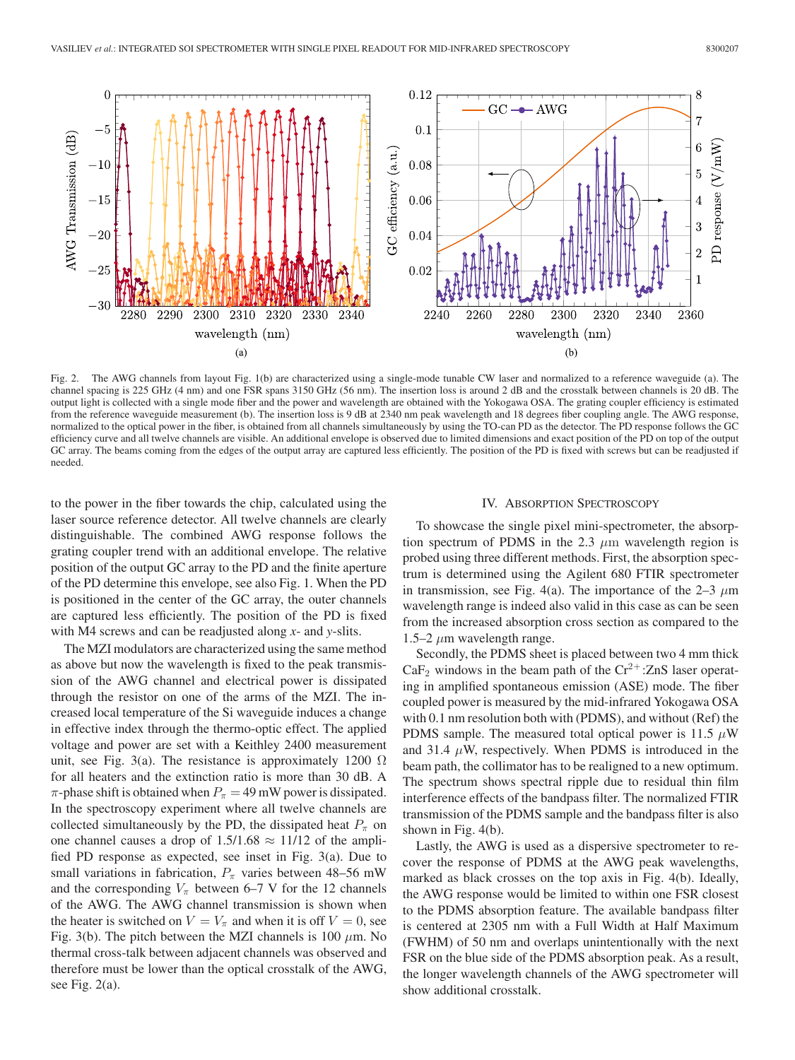Fig. 2. The AWG channels from layout Fig. 1(b) are characterized using a single-mode tunable CW laser and normalized to a reference waveguide (a). The channel spacing is 225 GHz (4 nm) and one FSR spans 3150 GHz (56 nm). The insertion loss is around 2 dB and the crosstalk between channels is 20 dB. The output light is collected with a single mode fiber and the power and wavelength are obtained with the Yokogawa OSA. The grating coupler efficiency is estimated from the reference waveguide measurement (b). The insertion loss is 9 dB at 2340 nm peak wavelength and 18 degrees fiber coupling angle. The AWG response, normalized to the optical power in the fiber, is obtained from all channels simultaneously by using the TO-can PD as the detector. The PD response follows the GC efficiency curve and all twelve channels are visible. An additional envelope is observed due to limited dimensions and exact position of the PD on top of the output GC array. The beams coming from the edges of the output array are captured less efficiently. The position of the PD is fixed with screws but can be readjusted if needed.

to the power in the fiber towards the chip, calculated using the laser source reference detector. All twelve channels are clearly distinguishable. The combined AWG response follows the grating coupler trend with an additional envelope. The relative position of the output GC array to the PD and the finite aperture of the PD determine this envelope, see also Fig. 1. When the PD is positioned in the center of the GC array, the outer channels are captured less efficiently. The position of the PD is fixed with M4 screws and can be readjusted along *x*- and *y*-slits.

The MZI modulators are characterized using the same method as above but now the wavelength is fixed to the peak transmission of the AWG channel and electrical power is dissipated through the resistor on one of the arms of the MZI. The increased local temperature of the Si waveguide induces a change in effective index through the thermo-optic effect. The applied voltage and power are set with a Keithley 2400 measurement unit, see Fig. 3(a). The resistance is approximately 1200 $\Omega$ for all heaters and the extinction ratio is more than 30 dB. A $\pi$-phase shift is obtained when $P_\pi = 49$ mW power is dissipated. In the spectroscopy experiment where all twelve channels are collected simultaneously by the PD, the dissipated heat $P_\pi$ on one channel causes a drop of $1.5/1.68 \approx 11/12$ of the amplified PD response as expected, see inset in Fig. 3(a). Due to small variations in fabrication, $P_\pi$ varies between 48–56 mW and the corresponding $V_\pi$ between 6–7 V for the 12 channels of the AWG. The AWG channel transmission is shown when the heater is switched on $V = V_\pi$ and when it is off $V = 0$, see Fig. 3(b). The pitch between the MZI channels is 100 $\mu$m. No thermal cross-talk between adjacent channels was observed and therefore must be lower than the optical crosstalk of the AWG, see Fig. 2(a).

## IV. Absorption Spectroscopy

To showcase the single pixel mini-spectrometer, the absorption spectrum of PDMS in the 2.3 $\mu$m wavelength region is probed using three different methods. First, the absorption spectrum is determined using the Agilent 680 FTIR spectrometer in transmission, see Fig. 4(a). The importance of the 2–3 $\mu$m wavelength range is indeed also valid in this case as can be seen from the increased absorption cross section as compared to the 1.5–2 $\mu$m wavelength range.

Secondly, the PDMS sheet is placed between two 4 mm thick $CaF_2$ windows in the beam path of the $Cr^{2+}$:ZnS laser operating in amplified spontaneous emission (ASE) mode. The fiber coupled power is measured by the mid-infrared Yokogawa OSA with 0.1 nm resolution both with (PDMS), and without (Ref) the PDMS sample. The measured total optical power is 11.5 $\mu$W and 31.4 $\mu$W, respectively. When PDMS is introduced in the beam path, the collimator has to be realigned to a new optimum. The spectrum shows spectral ripple due to residual thin film interference effects of the bandpass filter. The normalized FTIR transmission of the PDMS sample and the bandpass filter is also shown in Fig. 4(b).

Lastly, the AWG is used as a dispersive spectrometer to recover the response of PDMS at the AWG peak wavelengths, marked as black crosses on the top axis in Fig. 4(b). Ideally, the AWG response would be limited to within one FSR closest to the PDMS absorption feature. The available bandpass filter is centered at 2305 nm with a Full Width at Half Maximum (FWHM) of 50 nm and overlaps unintentionally with the next FSR on the blue side of the PDMS absorption peak. As a result, the longer wavelength channels of the AWG spectrometer will show additional crosstalk.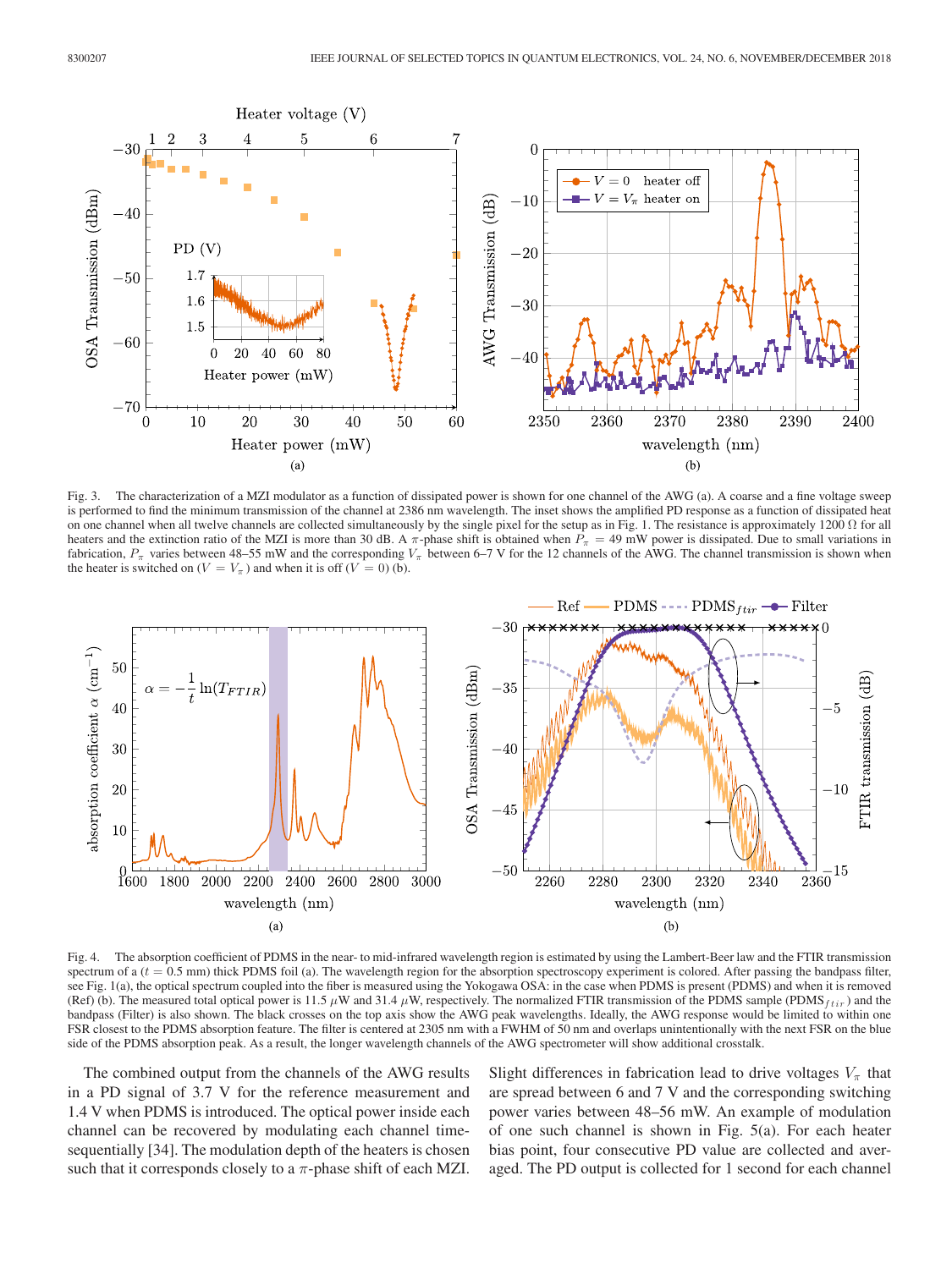Fig. 3. The characterization of a MZI modulator as a function of dissipated power is shown for one channel of the AWG (a). A coarse and a fine voltage sweep is performed to find the minimum transmission of the channel at 2386 nm wavelength. The inset shows the amplified PD response as a function of dissipated heat on one channel when all twelve channels are collected simultaneously by the single pixel for the setup as in Fig. 1. The resistance is approximately 1200 Ω for all heaters and the extinction ratio of the MZI is more than 30 dB. A $\pi$-phase shift is obtained when $P_\pi = 49$ mW power is dissipated. Due to small variations in fabrication, $P_\pi$ varies between 48–55 mW and the corresponding $V_\pi$ between 6–7 V for the 12 channels of the AWG. The channel transmission is shown when the heater is switched on ($V = V_\pi$) and when it is off ($V = 0$) (b).

Fig. 4. The absorption coefficient of PDMS in the near- to mid-infrared wavelength region is estimated by using the Lambert-Beer law and the FTIR transmission spectrum of a ($t = 0.5$ mm) thick PDMS foil (a). The wavelength region for the absorption spectroscopy experiment is colored. After passing the bandpass filter, see Fig. 1(a), the optical spectrum coupled into the fiber is measured using the Yokogawa OSA: in the case when PDMS is present (PDMS) and when it is removed (Ref) (b). The measured total optical power is 11.5 $\mu$W and 31.4 $\mu$W, respectively. The normalized FTIR transmission of the PDMS sample (PDMS$_{ftir}$) and the bandpass (Filter) is also shown. The black crosses on the top axis show the AWG peak wavelengths. Ideally, the AWG response would be limited to within one FSR closest to the PDMS absorption feature. The filter is centered at 2305 nm with a FWHM of 50 nm and overlaps unintentionally with the next FSR on the blue side of the PDMS absorption peak. As a result, the longer wavelength channels of the AWG spectrometer will show additional crosstalk.

The combined output from the channels of the AWG results in a PD signal of 3.7 V for the reference measurement and 1.4 V when PDMS is introduced. The optical power inside each channel can be recovered by modulating each channel time-sequentially [34]. The modulation depth of the heaters is chosen such that it corresponds closely to a $\pi$-phase shift of each MZI. Slight differences in fabrication lead to drive voltages $V_\pi$ that are spread between 6 and 7 V and the corresponding switching power varies between 48–56 mW. An example of modulation of one such channel is shown in Fig. 5(a). For each heater bias point, four consecutive PD value are collected and averaged. The PD output is collected for 1 second for each channel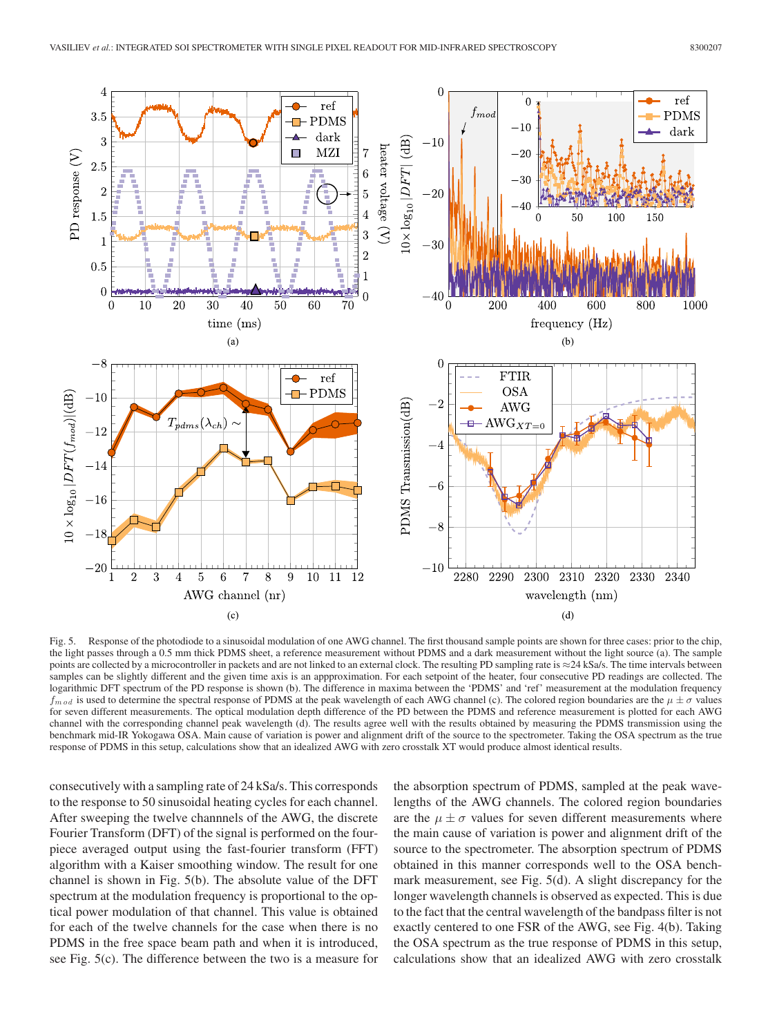Fig. 5. Response of the photodiode to a sinusoidal modulation of one AWG channel. The first thousand sample points are shown for three cases: prior to the chip, the light passes through a 0.5 mm thick PDMS sheet, a reference measurement without PDMS and a dark measurement without the light source (a). The sample points are collected by a microcontroller in packets and are not linked to an external clock. The resulting PD sampling rate is ≈24 kSa/s. The time intervals between samples can be slightly different and the given time axis is an appproximation. For each setpoint of the heater, four consecutive PD readings are collected. The logarithmic DFT spectrum of the PD response is shown (b). The difference in maxima between the 'PDMS' and 'ref' measurement at the modulation frequency $f_{mod}$ is used to determine the spectral response of PDMS at the peak wavelength of each AWG channel (c). The colored region boundaries are the $\mu \pm \sigma$ values for seven different measurements. The optical modulation depth difference of the PD between the PDMS and reference measurement is plotted for each AWG channel with the corresponding channel peak wavelength (d). The results agree well with the results obtained by measuring the PDMS transmission using the benchmark mid-IR Yokogawa OSA. Main cause of variation is power and alignment drift of the source to the spectrometer. Taking the OSA spectrum as the true response of PDMS in this setup, calculations show that an idealized AWG with zero crosstalk XT would produce almost identical results.

consecutively with a sampling rate of 24 kSa/s. This corresponds to the response to 50 sinusoidal heating cycles for each channel. After sweeping the twelve channnels of the AWG, the discrete Fourier Transform (DFT) of the signal is performed on the four-piece averaged output using the fast-fourier transform (FFT) algorithm with a Kaiser smoothing window. The result for one channel is shown in Fig. 5(b). The absolute value of the DFT spectrum at the modulation frequency is proportional to the optical power modulation of that channel. This value is obtained for each of the twelve channels for the case when there is no PDMS in the free space beam path and when it is introduced, see Fig. 5(c). The difference between the two is a measure for the absorption spectrum of PDMS, sampled at the peak wavelengths of the AWG channels. The colored region boundaries are the $\mu \pm \sigma$ values for seven different measurements where the main cause of variation is power and alignment drift of the source to the spectrometer. The absorption spectrum of PDMS obtained in this manner corresponds well to the OSA benchmark measurement, see Fig. 5(d). A slight discrepancy for the longer wavelength channels is observed as expected. This is due to the fact that the central wavelength of the bandpass filter is not exactly centered to one FSR of the AWG, see Fig. 4(b). Taking the OSA spectrum as the true response of PDMS in this setup, calculations show that an idealized AWG with zero crosstalk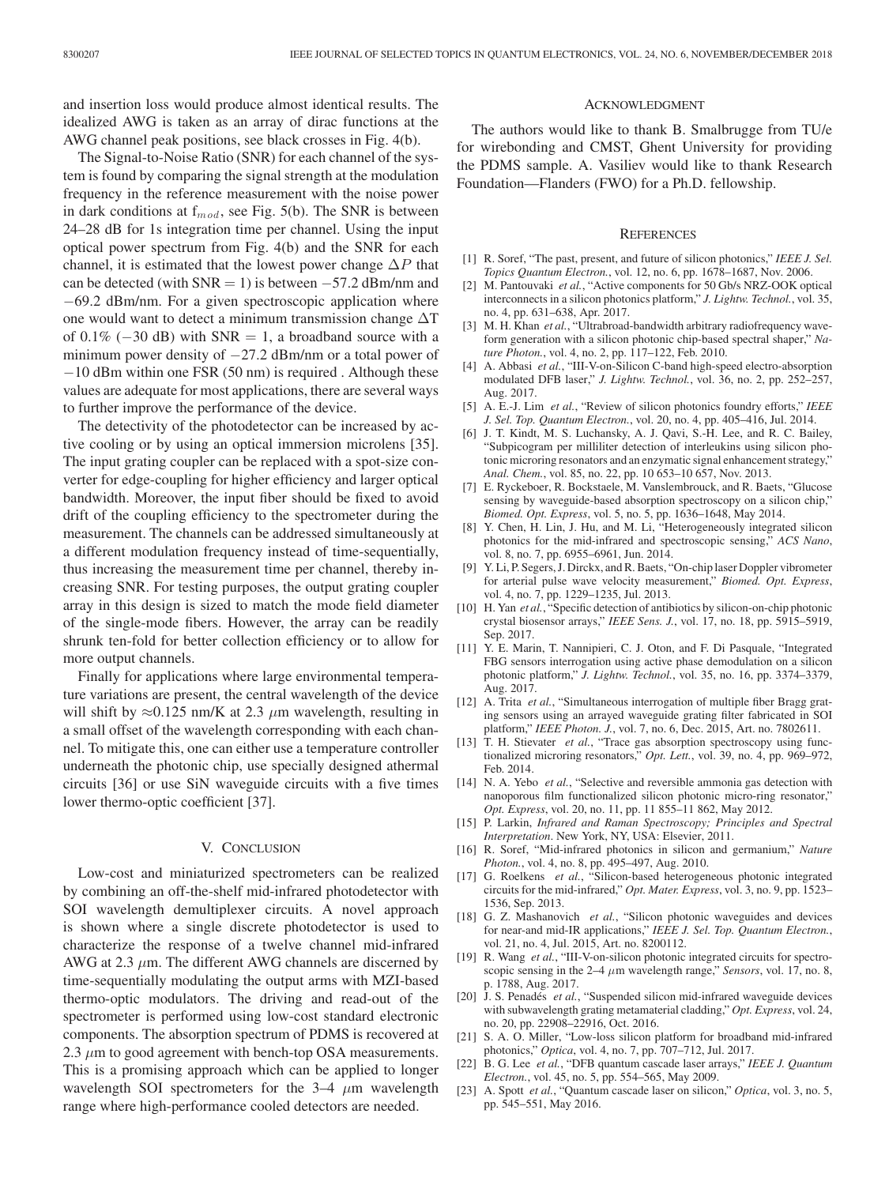and insertion loss would produce almost identical results. The idealized AWG is taken as an array of dirac functions at the AWG channel peak positions, see black crosses in Fig. 4(b).

The Signal-to-Noise Ratio (SNR) for each channel of the system is found by comparing the signal strength at the modulation frequency in the reference measurement with the noise power in dark conditions at $f_{mod}$, see Fig. 5(b). The SNR is between 24–28 dB for 1s integration time per channel. Using the input optical power spectrum from Fig. 4(b) and the SNR for each channel, it is estimated that the lowest power change $\Delta P$ that can be detected (with SNR = 1) is between −57.2 dBm/nm and −69.2 dBm/nm. For a given spectroscopic application where one would want to detect a minimum transmission change $\Delta$T of 0.1% (−30 dB) with SNR = 1, a broadband source with a minimum power density of −27.2 dBm/nm or a total power of −10 dBm within one FSR (50 nm) is required . Although these values are adequate for most applications, there are several ways to further improve the performance of the device.

The detectivity of the photodetector can be increased by active cooling or by using an optical immersion microlens [35]. The input grating coupler can be replaced with a spot-size converter for edge-coupling for higher efficiency and larger optical bandwidth. Moreover, the input fiber should be fixed to avoid drift of the coupling efficiency to the spectrometer during the measurement. The channels can be addressed simultaneously at a different modulation frequency instead of time-sequentially, thus increasing the measurement time per channel, thereby increasing SNR. For testing purposes, the output grating coupler array in this design is sized to match the mode field diameter of the single-mode fibers. However, the array can be readily shrunk ten-fold for better collection efficiency or to allow for more output channels.

Finally for applications where large environmental temperature variations are present, the central wavelength of the device will shift by ≈0.125 nm/K at 2.3 μm wavelength, resulting in a small offset of the wavelength corresponding with each channel. To mitigate this, one can either use a temperature controller underneath the photonic chip, use specially designed athermal circuits [36] or use SiN waveguide circuits with a five times lower thermo-optic coefficient [37].

## V. Conclusion

Low-cost and miniaturized spectrometers can be realized by combining an off-the-shelf mid-infrared photodetector with SOI wavelength demultiplexer circuits. A novel approach is shown where a single discrete photodetector is used to characterize the response of a twelve channel mid-infrared AWG at 2.3 μm. The different AWG channels are discerned by time-sequentially modulating the output arms with MZI-based thermo-optic modulators. The driving and read-out of the spectrometer is performed using low-cost standard electronic components. The absorption spectrum of PDMS is recovered at 2.3 μm to good agreement with bench-top OSA measurements. This is a promising approach which can be applied to longer wavelength SOI spectrometers for the 3–4 μm wavelength range where high-performance cooled detectors are needed.

## Acknowledgment

The authors would like to thank B. Smalbrugge from TU/e for wirebonding and CMST, Ghent University for providing the PDMS sample. A. Vasiliev would like to thank Research Foundation—Flanders (FWO) for a Ph.D. fellowship.

## References

[1] R. Soref, "The past, present, and future of silicon photonics," *IEEE J. Sel. Topics Quantum Electron.*, vol. 12, no. 6, pp. 1678–1687, Nov. 2006.

[2] M. Pantouvaki *et al.*, "Active components for 50 Gb/s NRZ-OOK optical interconnects in a silicon photonics platform," *J. Lightw. Technol.*, vol. 35, no. 4, pp. 631–638, Apr. 2017.

[3] M. H. Khan *et al.*, "Ultrabroad-bandwidth arbitrary radiofrequency waveform generation with a silicon photonic chip-based spectral shaper," *Nature Photon.*, vol. 4, no. 2, pp. 117–122, Feb. 2010.

[4] A. Abbasi *et al.*, "III-V-on-Silicon C-band high-speed electro-absorption modulated DFB laser," *J. Lightw. Technol.*, vol. 36, no. 2, pp. 252–257, Aug. 2017.

[5] A. E.-J. Lim *et al.*, "Review of silicon photonics foundry efforts," *IEEE J. Sel. Top. Quantum Electron.*, vol. 20, no. 4, pp. 405–416, Jul. 2014.

[6] J. T. Kindt, M. S. Luchansky, A. J. Qavi, S.-H. Lee, and R. C. Bailey, "Subpicogram per milliliter detection of interleukins using silicon photonic microring resonators and an enzymatic signal enhancement strategy," *Anal. Chem.*, vol. 85, no. 22, pp. 10 653–10 657, Nov. 2013.

[7] E. Ryckeboer, R. Bockstaele, M. Vanslembrouck, and R. Baets, "Glucose sensing by waveguide-based absorption spectroscopy on a silicon chip," *Biomed. Opt. Express*, vol. 5, no. 5, pp. 1636–1648, May 2014.

[8] Y. Chen, H. Lin, J. Hu, and M. Li, "Heterogeneously integrated silicon photonics for the mid-infrared and spectroscopic sensing," *ACS Nano*, vol. 8, no. 7, pp. 6955–6961, Jun. 2014.

[9] Y. Li, P. Segers, J. Dirckx, and R. Baets, "On-chip laser Doppler vibrometer for arterial pulse wave velocity measurement," *Biomed. Opt. Express*, vol. 4, no. 7, pp. 1229–1235, Jul. 2013.

[10] H. Yan *et al.*, "Specific detection of antibiotics by silicon-on-chip photonic crystal biosensor arrays," *IEEE Sens. J.*, vol. 17, no. 18, pp. 5915–5919, Sep. 2017.

[11] Y. E. Marin, T. Nannipieri, C. J. Oton, and F. Di Pasquale, "Integrated FBG sensors interrogation using active phase demodulation on a silicon photonic platform," *J. Lightw. Technol.*, vol. 35, no. 16, pp. 3374–3379, Aug. 2017.

[12] A. Trita *et al.*, "Simultaneous interrogation of multiple fiber Bragg grating sensors using an arrayed waveguide grating filter fabricated in SOI platform," *IEEE Photon. J.*, vol. 7, no. 6, Dec. 2015, Art. no. 7802611.

[13] T. H. Stievater *et al.*, "Trace gas absorption spectroscopy using functionalized microring resonators," *Opt. Lett.*, vol. 39, no. 4, pp. 969–972, Feb. 2014.

[14] N. A. Yebo *et al.*, "Selective and reversible ammonia gas detection with nanoporous film functionalized silicon photonic micro-ring resonator," *Opt. Express*, vol. 20, no. 11, pp. 11 855–11 862, May 2012.

[15] P. Larkin, *Infrared and Raman Spectroscopy; Principles and Spectral Interpretation*. New York, NY, USA: Elsevier, 2011.

[16] R. Soref, "Mid-infrared photonics in silicon and germanium," *Nature Photon.*, vol. 4, no. 8, pp. 495–497, Aug. 2010.

[17] G. Roelkens *et al.*, "Silicon-based heterogeneous photonic integrated circuits for the mid-infrared," *Opt. Mater. Express*, vol. 3, no. 9, pp. 1523–1536, Sep. 2013.

[18] G. Z. Mashanovich *et al.*, "Silicon photonic waveguides and devices for near- and mid-IR applications," *IEEE J. Sel. Top. Quantum Electron.*, vol. 21, no. 4, Jul. 2015, Art. no. 8200112.

[19] R. Wang *et al.*, "III-V-on-silicon photonic integrated circuits for spectroscopic sensing in the 2–4 μm wavelength range," *Sensors*, vol. 17, no. 8, p. 1788, Aug. 2017.

[20] J. S. Penadés *et al.*, "Suspended silicon mid-infrared waveguide devices with subwavelength grating metamaterial cladding," *Opt. Express*, vol. 24, no. 20, pp. 22908–22916, Oct. 2016.

[21] S. A. O. Miller, "Low-loss silicon platform for broadband mid-infrared photonics," *Optica*, vol. 4, no. 7, pp. 707–712, Jul. 2017.

[22] B. G. Lee *et al.*, "DFB quantum cascade laser arrays," *IEEE J. Quantum Electron.*, vol. 45, no. 5, pp. 554–565, May 2009.

[23] A. Spott *et al.*, "Quantum cascade laser on silicon," *Optica*, vol. 3, no. 5, pp. 545–551, May 2016.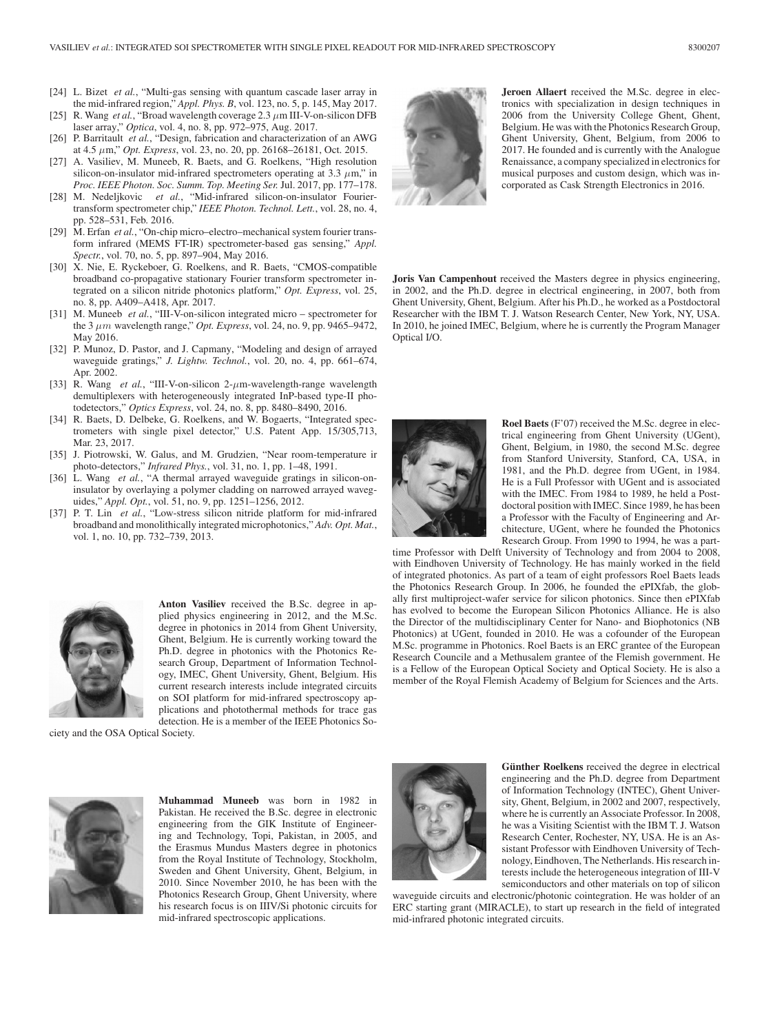[24] L. Bizet *et al.*, "Multi-gas sensing with quantum cascade laser array in the mid-infrared region," *Appl. Phys. B*, vol. 123, no. 5, p. 145, May 2017.

[25] R. Wang *et al.*, "Broad wavelength coverage 2.3 $\mu$m III-V-on-silicon DFB laser array," *Optica*, vol. 4, no. 8, pp. 972–975, Aug. 2017.

[26] P. Barritault *et al.*, "Design, fabrication and characterization of an AWG at 4.5 $\mu$m," *Opt. Express*, vol. 23, no. 20, pp. 26168–26181, Oct. 2015.

[27] A. Vasiliev, M. Muneeb, R. Baets, and G. Roelkens, "High resolution silicon-on-insulator mid-infrared spectrometers operating at 3.3 $\mu$m," in *Proc. IEEE Photon. Soc. Summ. Top. Meeting Ser.* Jul. 2017, pp. 177–178.

[28] M. Nedeljkovic *et al.*, "Mid-infrared silicon-on-insulator Fourier-transform spectrometer chip," *IEEE Photon. Technol. Lett.*, vol. 28, no. 4, pp. 528–531, Feb. 2016.

[29] M. Erfan *et al.*, "On-chip micro–electro–mechanical system fourier transform infrared (MEMS FT-IR) spectrometer-based gas sensing," *Appl. Spectr.*, vol. 70, no. 5, pp. 897–904, May 2016.

[30] X. Nie, E. Ryckeboer, G. Roelkens, and R. Baets, "CMOS-compatible broadband co-propagative stationary Fourier transform spectrometer integrated on a silicon nitride photonics platform," *Opt. Express*, vol. 25, no. 8, pp. A409–A418, Apr. 2017.

[31] M. Muneeb *et al.*, "III-V-on-silicon integrated micro – spectrometer for the 3 $\mu m$ wavelength range," *Opt. Express*, vol. 24, no. 9, pp. 9465–9472, May 2016.

[32] P. Munoz, D. Pastor, and J. Capmany, "Modeling and design of arrayed waveguide gratings," *J. Lightw. Technol.*, vol. 20, no. 4, pp. 661–674, Apr. 2002.

[33] R. Wang *et al.*, "III-V-on-silicon 2-$\mu$m-wavelength-range wavelength demultiplexers with heterogeneously integrated InP-based type-II photodetectors," *Optics Express*, vol. 24, no. 8, pp. 8480–8490, 2016.

[34] R. Baets, D. Delbeke, G. Roelkens, and W. Bogaerts, "Integrated spectrometers with single pixel detector," U.S. Patent App. 15/305,713, Mar. 23, 2017.

[35] J. Piotrowski, W. Galus, and M. Grudzien, "Near room-temperature ir photo-detectors," *Infrared Phys.*, vol. 31, no. 1, pp. 1–48, 1991.

[36] L. Wang *et al.*, "A thermal arrayed waveguide gratings in silicon-on-insulator by overlaying a polymer cladding on narrowed arrayed waveguides," *Appl. Opt.*, vol. 51, no. 9, pp. 1251–1256, 2012.

[37] P. T. Lin *et al.*, "Low-stress silicon nitride platform for mid-infrared broadband and monolithically integrated microphotonics," *Adv. Opt. Mat.*, vol. 1, no. 10, pp. 732–739, 2013.

**Anton Vasiliev** received the B.Sc. degree in applied physics engineering in 2012, and the M.Sc. degree in photonics in 2014 from Ghent University, Ghent, Belgium. He is currently working toward the Ph.D. degree in photonics with the Photonics Research Group, Department of Information Technology, IMEC, Ghent University, Ghent, Belgium. His current research interests include integrated circuits on SOI platform for mid-infrared spectroscopy applications and photothermal methods for trace gas detection. He is a member of the IEEE Photonics Society and the OSA Optical Society.

**Muhammad Muneeb** was born in 1982 in Pakistan. He received the B.Sc. degree in electronic engineering from the GIK Institute of Engineering and Technology, Topi, Pakistan, in 2005, and the Erasmus Mundus Masters degree in photonics from the Royal Institute of Technology, Stockholm, Sweden and Ghent University, Ghent, Belgium, in 2010. Since November 2010, he has been with the Photonics Research Group, Ghent University, where his research focus is on IIIV/Si photonic circuits for mid-infrared spectroscopic applications.

**Jeroen Allaert** received the M.Sc. degree in electronics with specialization in design techniques in 2006 from the University College Ghent, Ghent, Belgium. He was with the Photonics Research Group, Ghent University, Ghent, Belgium, from 2006 to 2017. He founded and is currently with the Analogue Renaissance, a company specialized in electronics for musical purposes and custom design, which was incorporated as Cask Strength Electronics in 2016.

**Joris Van Campenhout** received the Masters degree in physics engineering, in 2002, and the Ph.D. degree in electrical engineering, in 2007, both from Ghent University, Ghent, Belgium. After his Ph.D., he worked as a Postdoctoral Researcher with the IBM T. J. Watson Research Center, New York, NY, USA. In 2010, he joined IMEC, Belgium, where he is currently the Program Manager Optical I/O.

**Roel Baets** (F'07) received the M.Sc. degree in electrical engineering from Ghent University (UGent), Ghent, Belgium, in 1980, the second M.Sc. degree from Stanford University, Stanford, CA, USA, in 1981, and the Ph.D. degree from UGent, in 1984. He is a Full Professor with UGent and is associated with the IMEC. From 1984 to 1989, he held a Postdoctoral position with IMEC. Since 1989, he has been a Professor with the Faculty of Engineering and Architecture, UGent, where he founded the Photonics Research Group. From 1990 to 1994, he was a part-time Professor with Delft University of Technology and from 2004 to 2008, with Eindhoven University of Technology. He has mainly worked in the field of integrated photonics. As part of a team of eight professors Roel Baets leads the Photonics Research Group. In 2006, he founded the ePIXfab, the globally first multiproject-wafer service for silicon photonics. Since then ePIXfab has evolved to become the European Silicon Photonics Alliance. He is also the Director of the multidisciplinary Center for Nano- and Biophotonics (NB Photonics) at UGent, founded in 2010. He was a cofounder of the European M.Sc. programme in Photonics. Roel Baets is an ERC grantee of the European Research Councile and a Methusalem grantee of the Flemish government. He is a Fellow of the European Optical Society and Optical Society. He is also a member of the Royal Flemish Academy of Belgium for Sciences and the Arts.

**Günther Roelkens** received the degree in electrical engineering and the Ph.D. degree from Department of Information Technology (INTEC), Ghent University, Ghent, Belgium, in 2002 and 2007, respectively, where he is currently an Associate Professor. In 2008, he was a Visiting Scientist with the IBM T. J. Watson Research Center, Rochester, NY, USA. He is an Assistant Professor with Eindhoven University of Technology, Eindhoven, The Netherlands. His research interests include the heterogeneous integration of III-V semiconductors and other materials on top of silicon waveguide circuits and electronic/photonic cointegration. He was holder of an ERC starting grant (MIRACLE), to start up research in the field of integrated mid-infrared photonic integrated circuits.